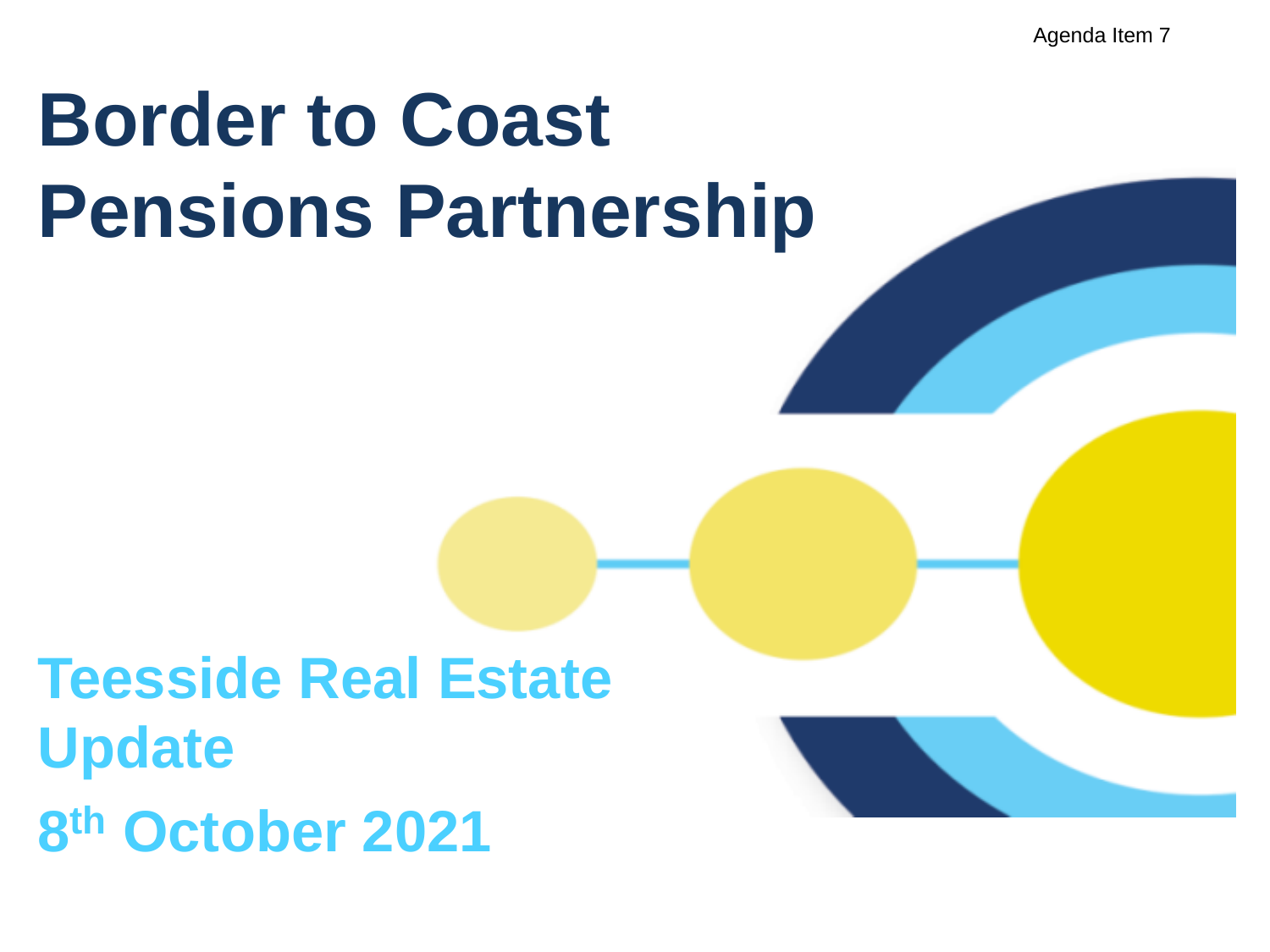Agenda Item 7

# Border to Coast Pensions Partnership

## Teesside Real Estate Update

## 8th October 2021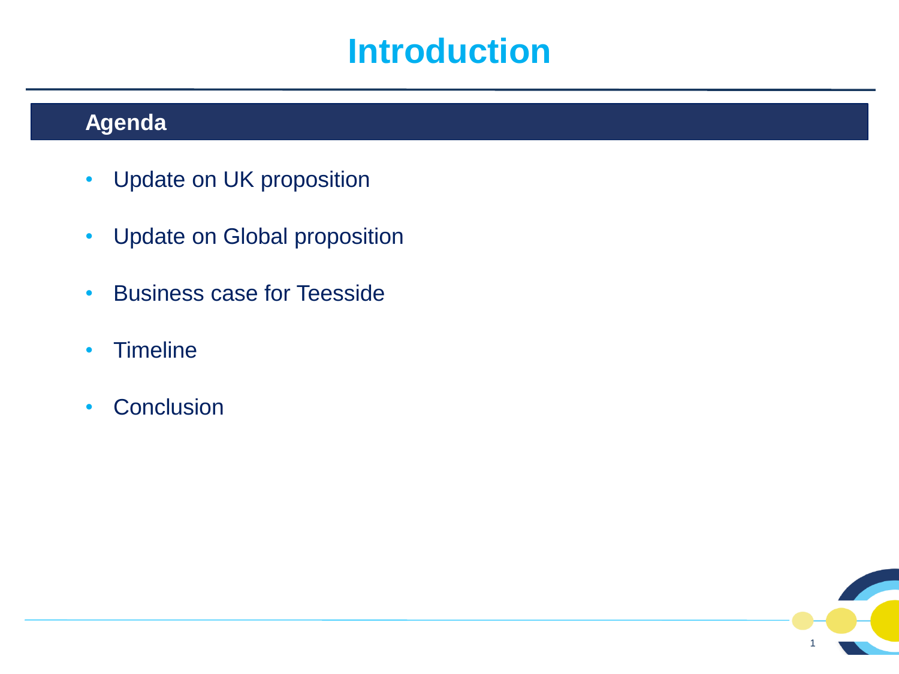# Introduction

## Agenda

- Update on UK proposition
- Update on Global proposition
- Business case for Teesside
- Timeline
- Conclusion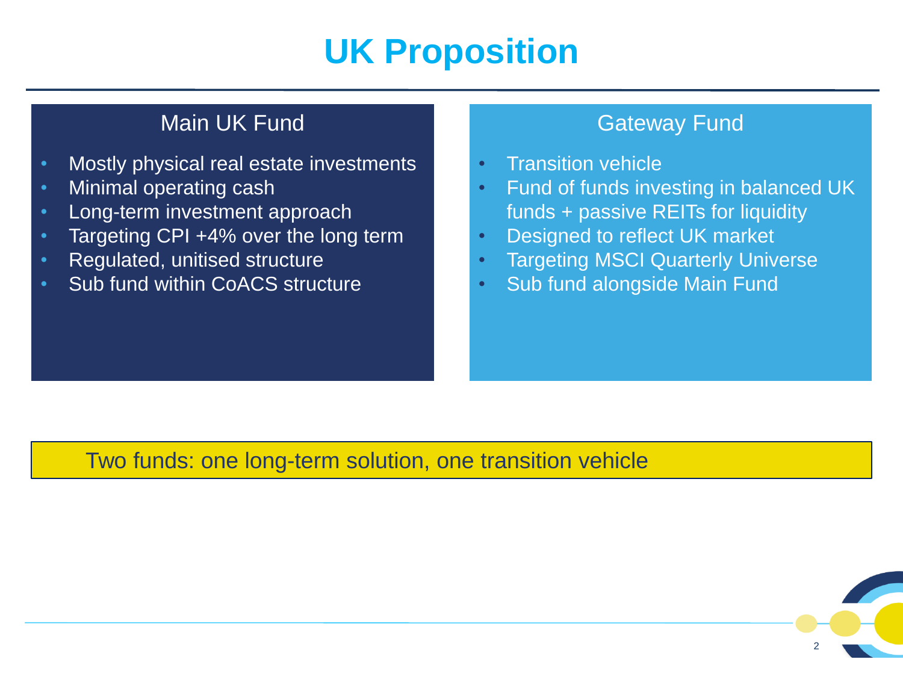# UK Proposition

## Main UK Fund

- Mostly physical real estate investments
- Minimal operating cash
- Long-term investment approach
- Targeting CPI +4% over the long term
- Regulated, unitised structure
- Sub fund within CoACS structure

## Gateway Fund

- Transition vehicle
- Fund of funds investing in balanced UK funds + passive REITs for liquidity
- Designed to reflect UK market
- Targeting MSCI Quarterly Universe
- Sub fund alongside Main Fund

Two funds: one long-term solution, one transition vehicle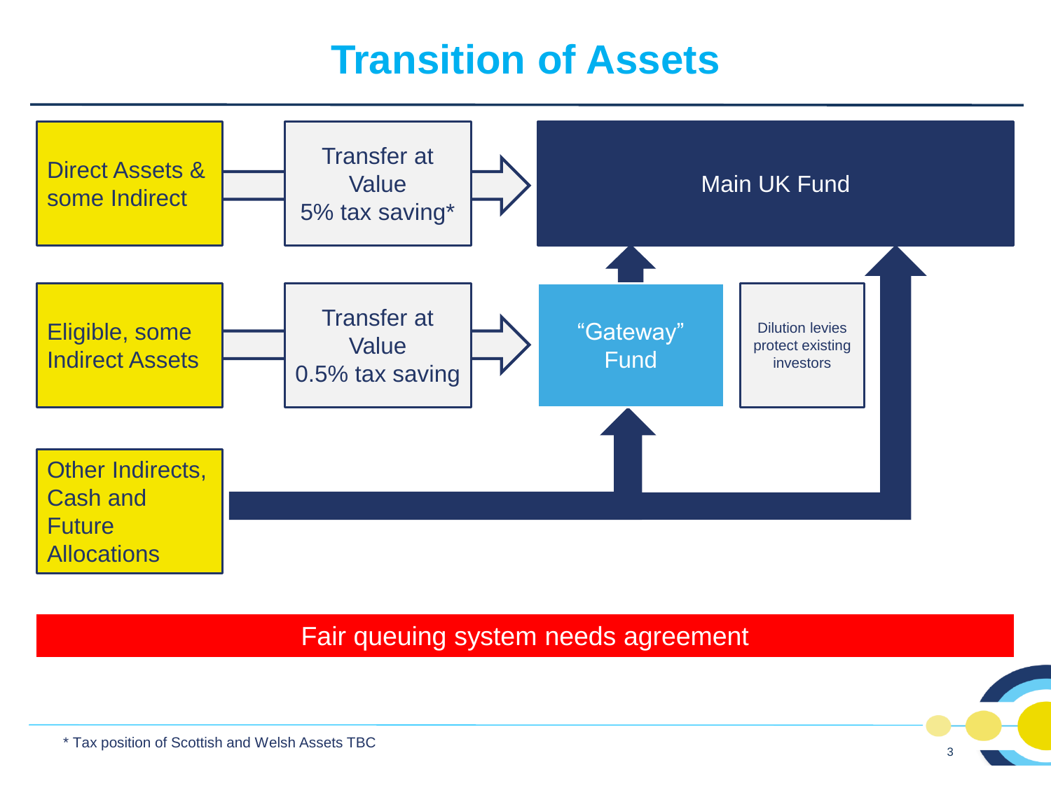# Transition of Assets

Direct Assets & some Indirect → Transfer at Value 5% tax saving* → Main UK Fund

Eligible, some Indirect Assets → Transfer at Value 0.5% tax saving → "Gateway" Fund → Main UK Fund

Dilution levies protect existing investors

Other Indirects, Cash and Future Allocations → "Gateway" Fund / Main UK Fund

**Fair queuing system needs agreement**

\* Tax position of Scottish and Welsh Assets TBC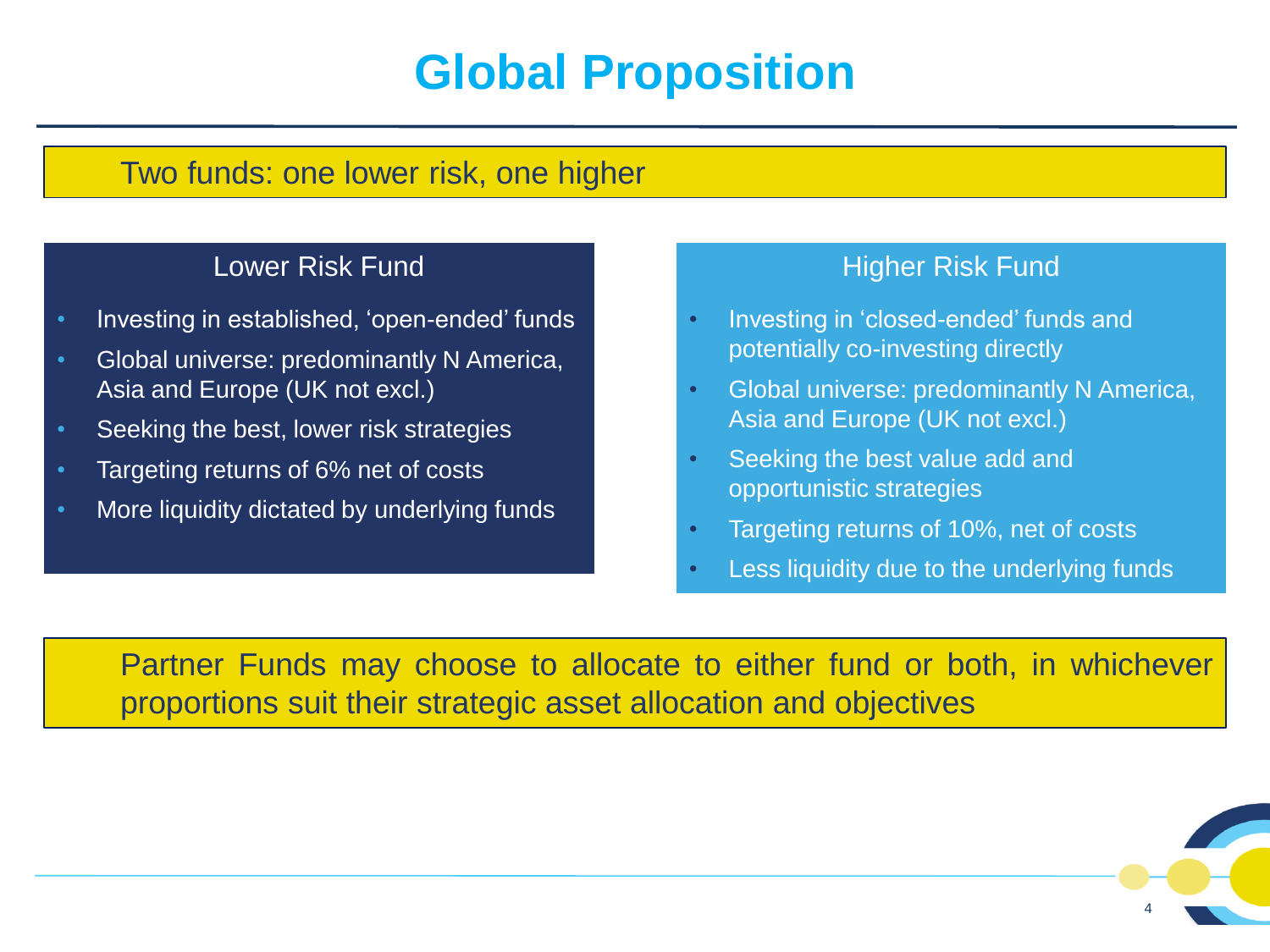# Global Proposition

Two funds: one lower risk, one higher

## Lower Risk Fund

- Investing in established, 'open-ended' funds
- Global universe: predominantly N America, Asia and Europe (UK not excl.)
- Seeking the best, lower risk strategies
- Targeting returns of 6% net of costs
- More liquidity dictated by underlying funds

## Higher Risk Fund

- Investing in 'closed-ended' funds and potentially co-investing directly
- Global universe: predominantly N America, Asia and Europe (UK not excl.)
- Seeking the best value add and opportunistic strategies
- Targeting returns of 10%, net of costs
- Less liquidity due to the underlying funds

Partner Funds may choose to allocate to either fund or both, in whichever proportions suit their strategic asset allocation and objectives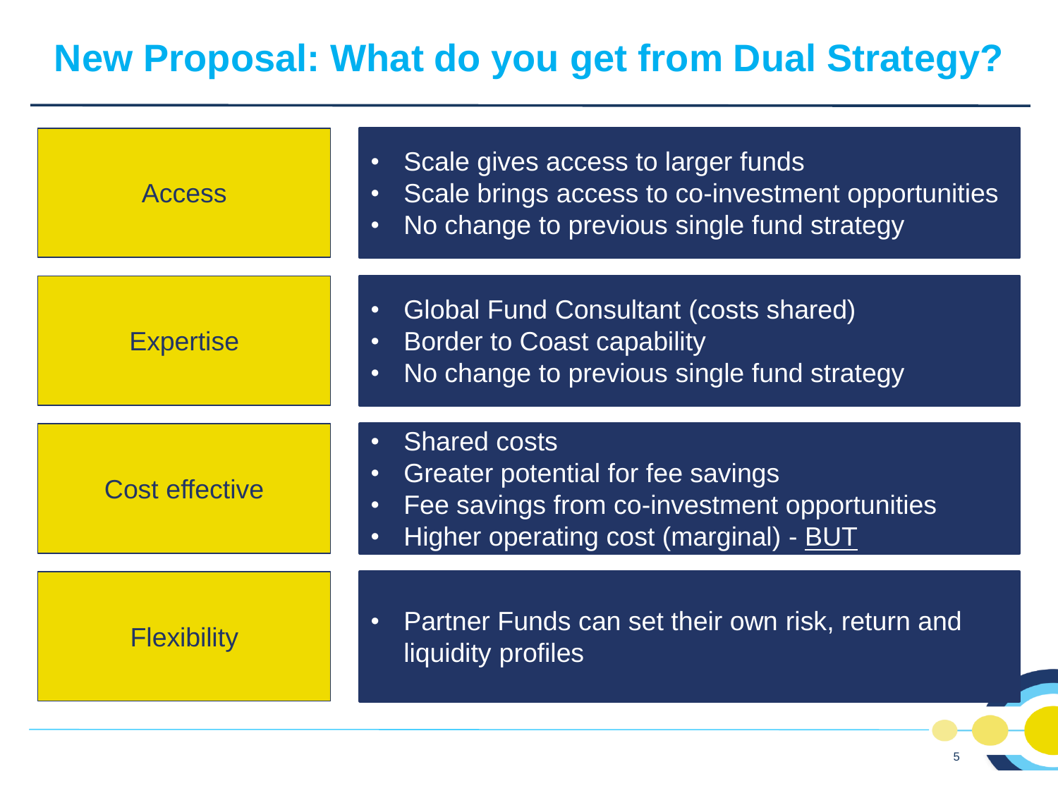# New Proposal: What do you get from Dual Strategy?

| | |
|---|---|
| Access | • Scale gives access to larger funds<br>• Scale brings access to co-investment opportunities<br>• No change to previous single fund strategy |
| Expertise | • Global Fund Consultant (costs shared)<br>• Border to Coast capability<br>• No change to previous single fund strategy |
| Cost effective | • Shared costs<br>• Greater potential for fee savings<br>• Fee savings from co-investment opportunities<br>• Higher operating cost (marginal) - <u>BUT</u> |
| Flexibility | • Partner Funds can set their own risk, return and liquidity profiles |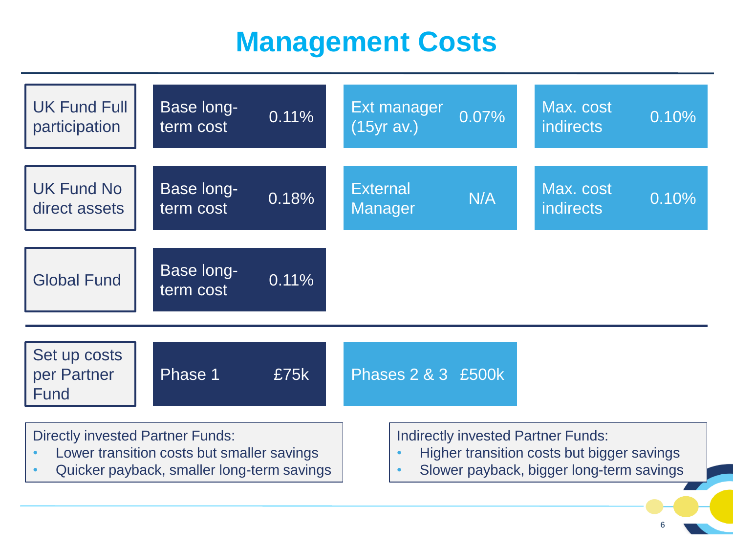# Management Costs

| | Base long-term cost | External Manager | Max. cost indirects |
|---|---|---|---|
| UK Fund Full participation | 0.11% | Ext manager (15yr av.) 0.07% | 0.10% |
| UK Fund No direct assets | 0.18% | N/A | 0.10% |
| Global Fund | 0.11% | | |

| | Phase 1 | Phases 2 & 3 |
|---|---|---|
| Set up costs per Partner Fund | £75k | £500k |

Directly invested Partner Funds:

- Lower transition costs but smaller savings
- Quicker payback, smaller long-term savings

Indirectly invested Partner Funds:

- Higher transition costs but bigger savings
- Slower payback, bigger long-term savings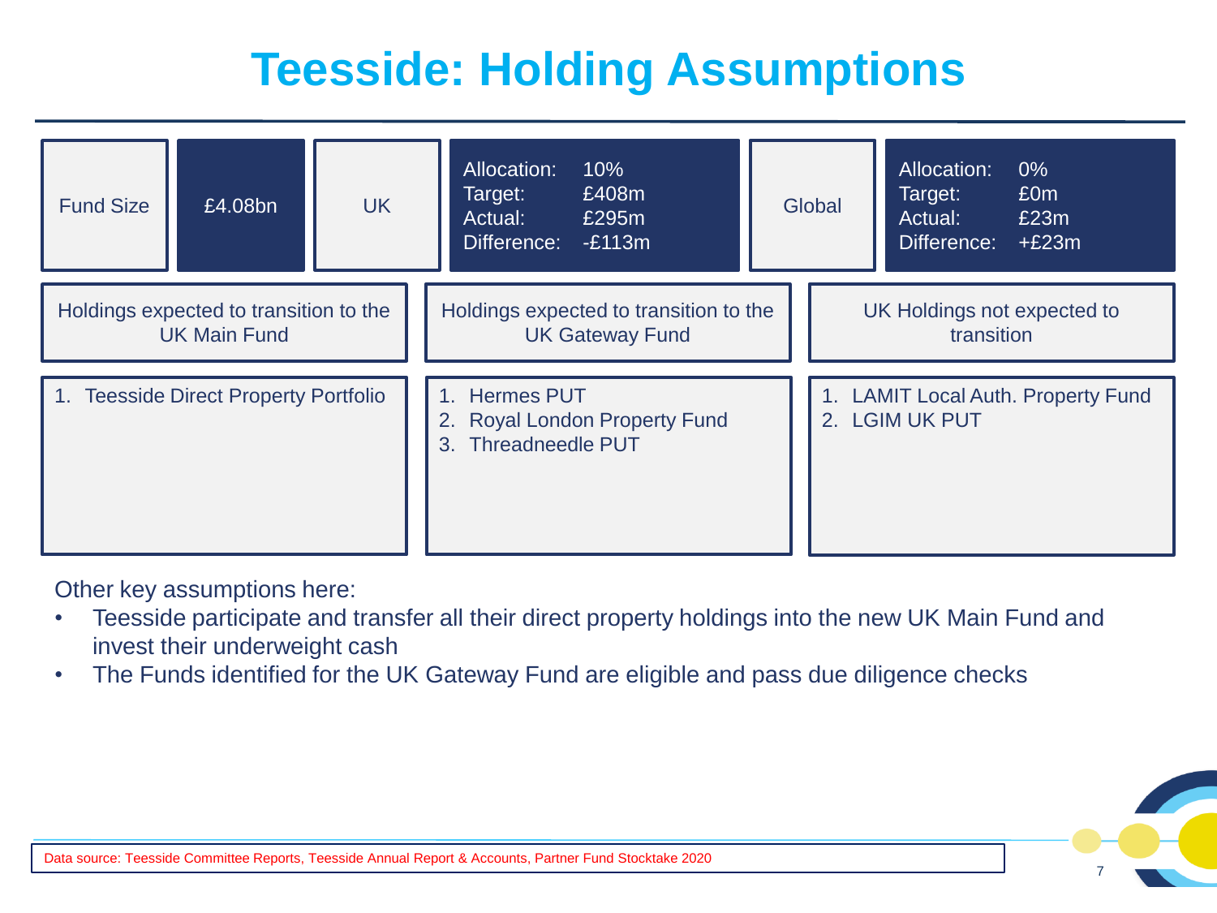# Teesside: Holding Assumptions

| Fund Size | £4.08bn | UK | Allocation: 10%<br>Target: £408m<br>Actual: £295m<br>Difference: -£113m | Global | Allocation: 0%<br>Target: £0m<br>Actual: £23m<br>Difference: +£23m |
|---|---|---|---|---|---|

| Holdings expected to transition to the UK Main Fund | Holdings expected to transition to the UK Gateway Fund | UK Holdings not expected to transition |
|---|---|---|
| 1. Teesside Direct Property Portfolio | 1. Hermes PUT<br>2. Royal London Property Fund<br>3. Threadneedle PUT | 1. LAMIT Local Auth. Property Fund<br>2. LGIM UK PUT |

Other key assumptions here:

- Teesside participate and transfer all their direct property holdings into the new UK Main Fund and invest their underweight cash
- The Funds identified for the UK Gateway Fund are eligible and pass due diligence checks

Data source: Teesside Committee Reports, Teesside Annual Report & Accounts, Partner Fund Stocktake 2020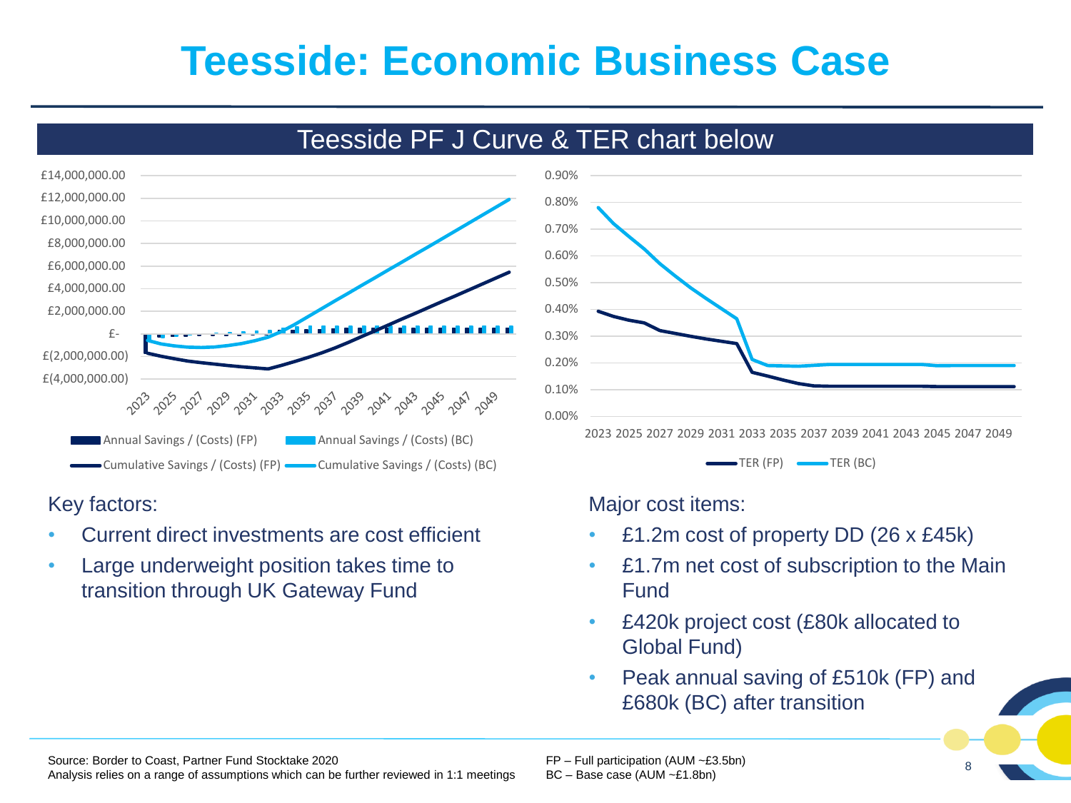# Teesside: Economic Business Case

## Teesside PF J Curve & TER chart below

£14,000,000.00
£12,000,000.00
£10,000,000.00
£8,000,000.00
£6,000,000.00
£4,000,000.00
£2,000,000.00
£-
£(2,000,000.00)
£(4,000,000.00)

2023 2025 2027 2029 2031 2033 2035 2037 2039 2041 2043 2045 2047 2049

Annual Savings / (Costs) (FP) | Annual Savings / (Costs) (BC) | Cumulative Savings / (Costs) (FP) | Cumulative Savings / (Costs) (BC)

0.90%
0.80%
0.70%
0.60%
0.50%
0.40%
0.30%
0.20%
0.10%
0.00%

2023 2025 2027 2029 2031 2033 2035 2037 2039 2041 2043 2045 2047 2049

TER (FP) | TER (BC)

Key factors:

- Current direct investments are cost efficient
- Large underweight position takes time to transition through UK Gateway Fund

Major cost items:

- £1.2m cost of property DD (26 x £45k)
- £1.7m net cost of subscription to the Main Fund
- £420k project cost (£80k allocated to Global Fund)
- Peak annual saving of £510k (FP) and £680k (BC) after transition

Source: Border to Coast, Partner Fund Stocktake 2020
Analysis relies on a range of assumptions which can be further reviewed in 1:1 meetings

FP – Full participation (AUM ~£3.5bn)
BC – Base case (AUM ~£1.8bn)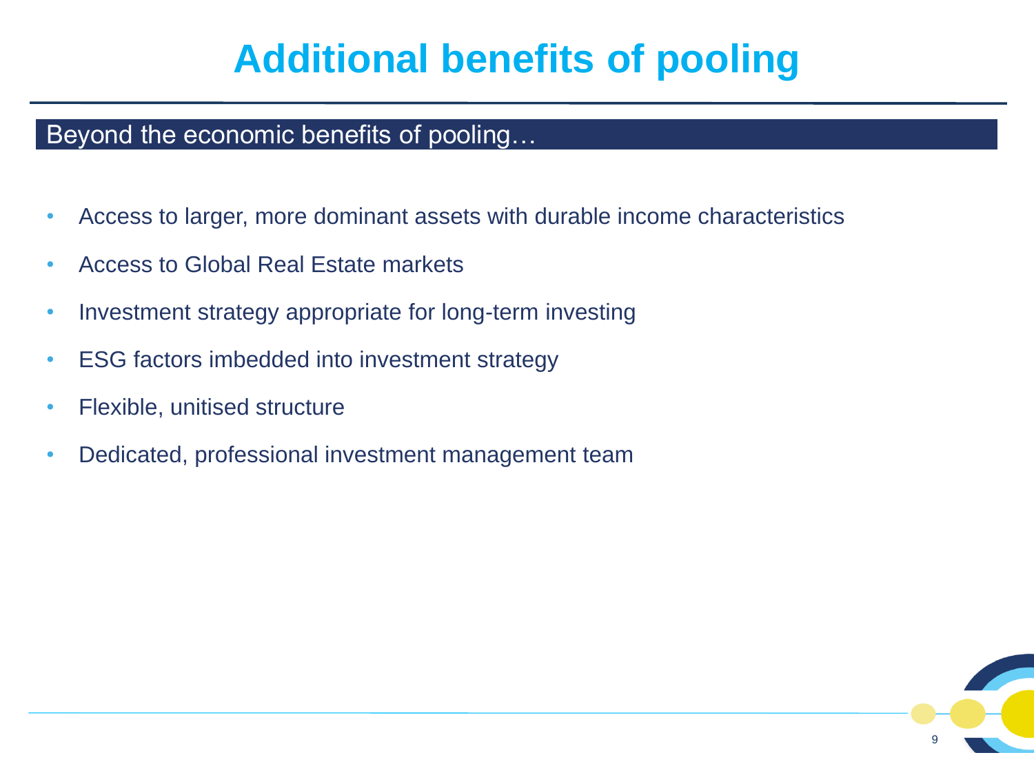# Additional benefits of pooling

## Beyond the economic benefits of pooling…

- Access to larger, more dominant assets with durable income characteristics
- Access to Global Real Estate markets
- Investment strategy appropriate for long-term investing
- ESG factors imbedded into investment strategy
- Flexible, unitised structure
- Dedicated, professional investment management team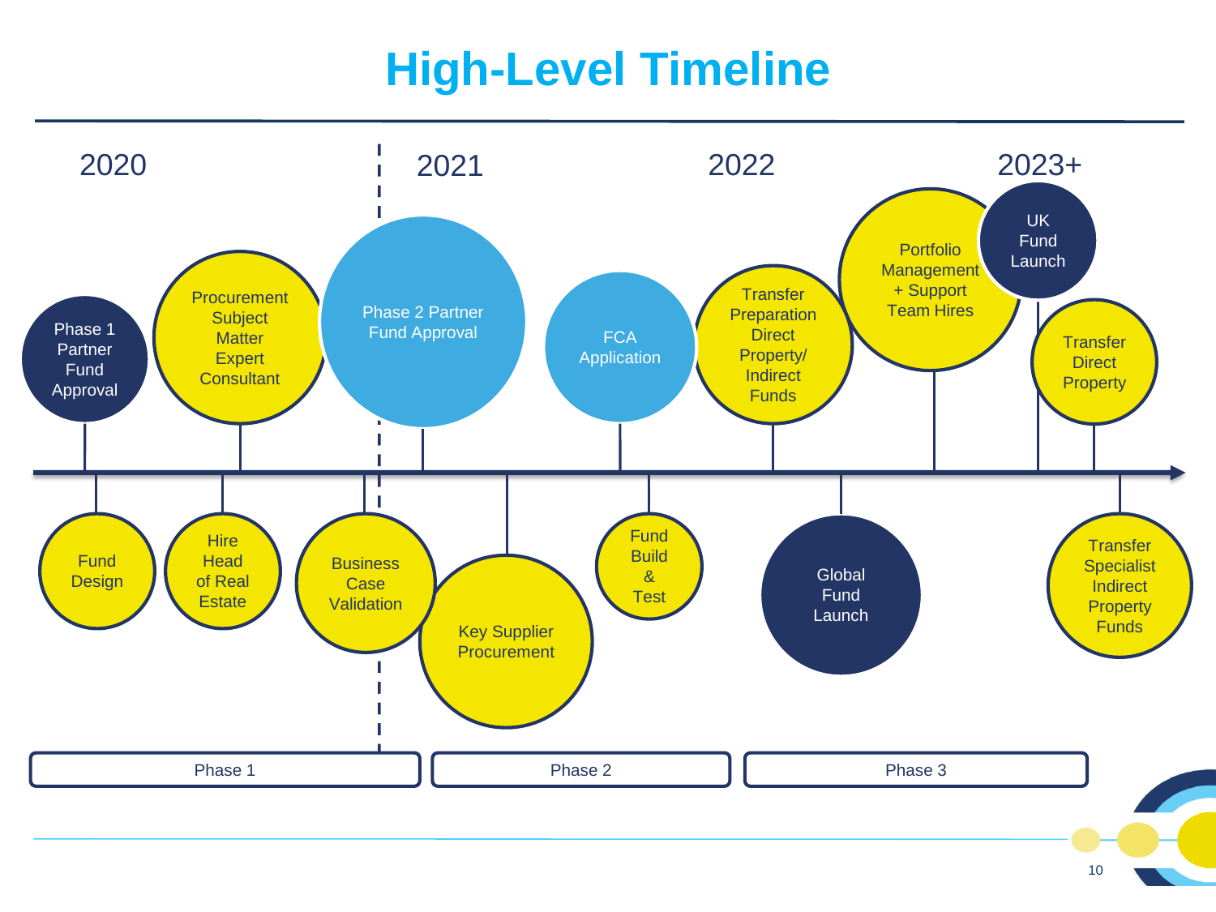# High-Level Timeline

**2020**

- Phase 1 Partner Fund Approval
- Fund Design
- Procurement Subject Matter Expert Consultant
- Hire Head of Real Estate
- Business Case Validation

**2021**

- Phase 2 Partner Fund Approval
- Key Supplier Procurement
- FCA Application
- Fund Build & Test

**2022**

- Transfer Preparation Direct Property/ Indirect Funds
- Global Fund Launch
- Portfolio Management + Support Team Hires

**2023+**

- UK Fund Launch
- Transfer Direct Property
- Transfer Specialist Indirect Property Funds

Phase 1 | Phase 2 | Phase 3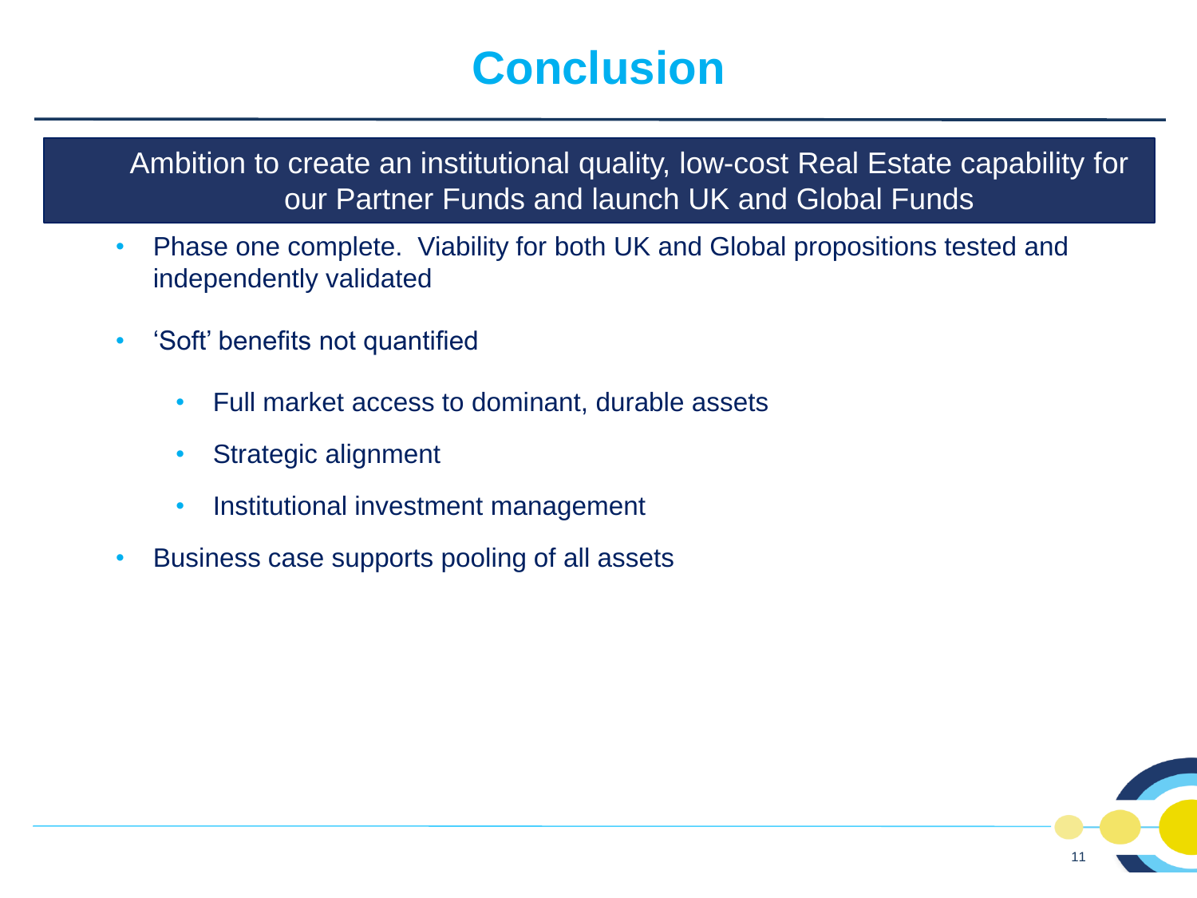# Conclusion

**Ambition to create an institutional quality, low-cost Real Estate capability for our Partner Funds and launch UK and Global Funds**

- Phase one complete.  Viability for both UK and Global propositions tested and independently validated
- ‘Soft’ benefits not quantified
  - Full market access to dominant, durable assets
  - Strategic alignment
  - Institutional investment management
- Business case supports pooling of all assets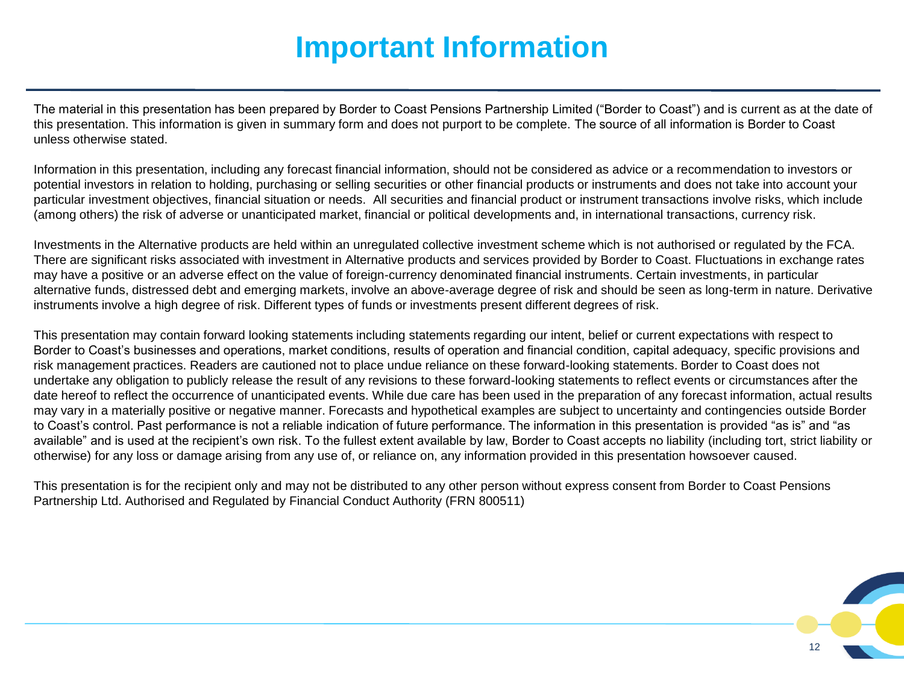# Important Information

The material in this presentation has been prepared by Border to Coast Pensions Partnership Limited ("Border to Coast") and is current as at the date of this presentation. This information is given in summary form and does not purport to be complete. The source of all information is Border to Coast unless otherwise stated.

Information in this presentation, including any forecast financial information, should not be considered as advice or a recommendation to investors or potential investors in relation to holding, purchasing or selling securities or other financial products or instruments and does not take into account your particular investment objectives, financial situation or needs. All securities and financial product or instrument transactions involve risks, which include (among others) the risk of adverse or unanticipated market, financial or political developments and, in international transactions, currency risk.

Investments in the Alternative products are held within an unregulated collective investment scheme which is not authorised or regulated by the FCA. There are significant risks associated with investment in Alternative products and services provided by Border to Coast. Fluctuations in exchange rates may have a positive or an adverse effect on the value of foreign-currency denominated financial instruments. Certain investments, in particular alternative funds, distressed debt and emerging markets, involve an above-average degree of risk and should be seen as long-term in nature. Derivative instruments involve a high degree of risk. Different types of funds or investments present different degrees of risk.

This presentation may contain forward looking statements including statements regarding our intent, belief or current expectations with respect to Border to Coast's businesses and operations, market conditions, results of operation and financial condition, capital adequacy, specific provisions and risk management practices. Readers are cautioned not to place undue reliance on these forward-looking statements. Border to Coast does not undertake any obligation to publicly release the result of any revisions to these forward-looking statements to reflect events or circumstances after the date hereof to reflect the occurrence of unanticipated events. While due care has been used in the preparation of any forecast information, actual results may vary in a materially positive or negative manner. Forecasts and hypothetical examples are subject to uncertainty and contingencies outside Border to Coast's control. Past performance is not a reliable indication of future performance. The information in this presentation is provided "as is" and "as available" and is used at the recipient's own risk. To the fullest extent available by law, Border to Coast accepts no liability (including tort, strict liability or otherwise) for any loss or damage arising from any use of, or reliance on, any information provided in this presentation howsoever caused.

This presentation is for the recipient only and may not be distributed to any other person without express consent from Border to Coast Pensions Partnership Ltd. Authorised and Regulated by Financial Conduct Authority (FRN 800511)